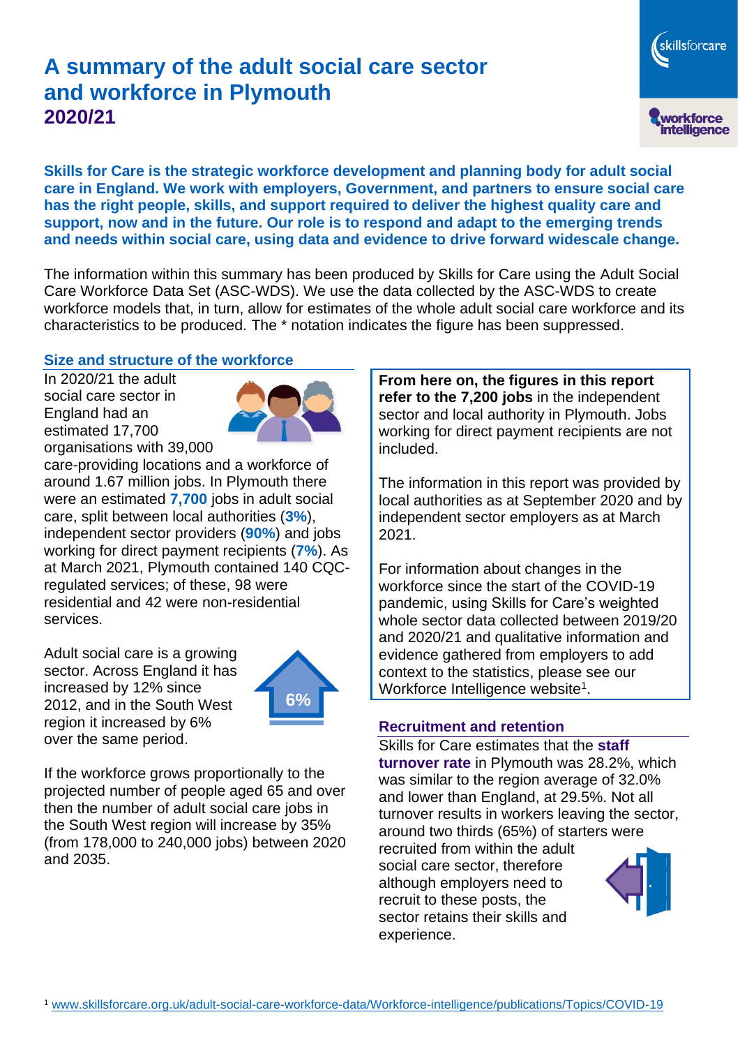# A summary of the adult social care sector and workforce in Plymouth
## 2020/21

**Skills for Care is the strategic workforce development and planning body for adult social care in England. We work with employers, Government, and partners to ensure social care has the right people, skills, and support required to deliver the highest quality care and support, now and in the future. Our role is to respond and adapt to the emerging trends and needs within social care, using data and evidence to drive forward widescale change.**

The information within this summary has been produced by Skills for Care using the Adult Social Care Workforce Data Set (ASC-WDS). We use the data collected by the ASC-WDS to create workforce models that, in turn, allow for estimates of the whole adult social care workforce and its characteristics to be produced. The * notation indicates the figure has been suppressed.

### Size and structure of the workforce

In 2020/21 the adult social care sector in England had an estimated 17,700 organisations with 39,000 care-providing locations and a workforce of around 1.67 million jobs. In Plymouth there were an estimated **7,700** jobs in adult social care, split between local authorities (**3%**), independent sector providers (**90%**) and jobs working for direct payment recipients (**7%**). As at March 2021, Plymouth contained 140 CQC-regulated services; of these, 98 were residential and 42 were non-residential services.

Adult social care is a growing sector. Across England it has increased by 12% since 2012, and in the South West region it increased by 6% over the same period.

6%

If the workforce grows proportionally to the projected number of people aged 65 and over then the number of adult social care jobs in the South West region will increase by 35% (from 178,000 to 240,000 jobs) between 2020 and 2035.

**From here on, the figures in this report refer to the 7,200 jobs** in the independent sector and local authority in Plymouth. Jobs working for direct payment recipients are not included.

The information in this report was provided by local authorities as at September 2020 and by independent sector employers as at March 2021.

For information about changes in the workforce since the start of the COVID-19 pandemic, using Skills for Care's weighted whole sector data collected between 2019/20 and 2020/21 and qualitative information and evidence gathered from employers to add context to the statistics, please see our Workforce Intelligence website[1].

### Recruitment and retention

Skills for Care estimates that the **staff turnover rate** in Plymouth was 28.2%, which was similar to the region average of 32.0% and lower than England, at 29.5%. Not all turnover results in workers leaving the sector, around two thirds (65%) of starters were recruited from within the adult social care sector, therefore although employers need to recruit to these posts, the sector retains their skills and experience.

[1] www.skillsforcare.org.uk/adult-social-care-workforce-data/Workforce-intelligence/publications/Topics/COVID-19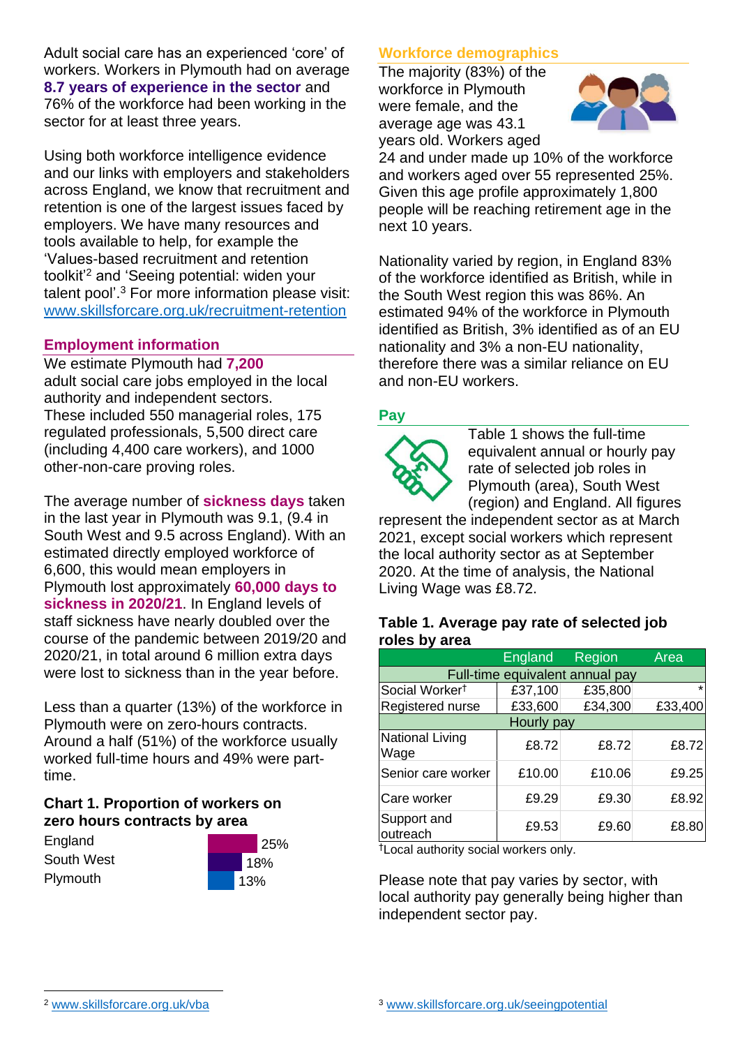Adult social care has an experienced 'core' of workers. Workers in Plymouth had on average **8.7 years of experience in the sector** and 76% of the workforce had been working in the sector for at least three years.

Using both workforce intelligence evidence and our links with employers and stakeholders across England, we know that recruitment and retention is one of the largest issues faced by employers. We have many resources and tools available to help, for example the 'Values-based recruitment and retention toolkit'[2] and 'Seeing potential: widen your talent pool'.[3] For more information please visit: www.skillsforcare.org.uk/recruitment-retention

## Employment information

We estimate Plymouth had **7,200** adult social care jobs employed in the local authority and independent sectors. These included 550 managerial roles, 175 regulated professionals, 5,500 direct care (including 4,400 care workers), and 1000 other-non-care proving roles.

The average number of **sickness days** taken in the last year in Plymouth was 9.1, (9.4 in South West and 9.5 across England). With an estimated directly employed workforce of 6,600, this would mean employers in Plymouth lost approximately **60,000 days to sickness in 2020/21**. In England levels of staff sickness have nearly doubled over the course of the pandemic between 2019/20 and 2020/21, in total around 6 million extra days were lost to sickness than in the year before.

Less than a quarter (13%) of the workforce in Plymouth were on zero-hours contracts. Around a half (51%) of the workforce usually worked full-time hours and 49% were part-time.

### Chart 1. Proportion of workers on zero hours contracts by area

| Area | Proportion |
|---|---|
| England | 25% |
| South West | 18% |
| Plymouth | 13% |

## Workforce demographics

The majority (83%) of the workforce in Plymouth were female, and the average age was 43.1 years old. Workers aged 24 and under made up 10% of the workforce and workers aged over 55 represented 25%. Given this age profile approximately 1,800 people will be reaching retirement age in the next 10 years.

Nationality varied by region, in England 83% of the workforce identified as British, while in the South West region this was 86%. An estimated 94% of the workforce in Plymouth identified as British, 3% identified as of an EU nationality and 3% a non-EU nationality, therefore there was a similar reliance on EU and non-EU workers.

## Pay

Table 1 shows the full-time equivalent annual or hourly pay rate of selected job roles in Plymouth (area), South West (region) and England. All figures represent the independent sector as at March 2021, except social workers which represent the local authority sector as at September 2020. At the time of analysis, the National Living Wage was £8.72.

### Table 1. Average pay rate of selected job roles by area

| | England | Region | Area |
|---|---|---|---|
| **Full-time equivalent annual pay** | | | |
| Social Worker† | £37,100 | £35,800 | * |
| Registered nurse | £33,600 | £34,300 | £33,400 |
| **Hourly pay** | | | |
| National Living Wage | £8.72 | £8.72 | £8.72 |
| Senior care worker | £10.00 | £10.06 | £9.25 |
| Care worker | £9.29 | £9.30 | £8.92 |
| Support and outreach | £9.53 | £9.60 | £8.80 |

†Local authority social workers only.

Please note that pay varies by sector, with local authority pay generally being higher than independent sector pay.

[2] www.skillsforcare.org.uk/vba

[3] www.skillsforcare.org.uk/seeingpotential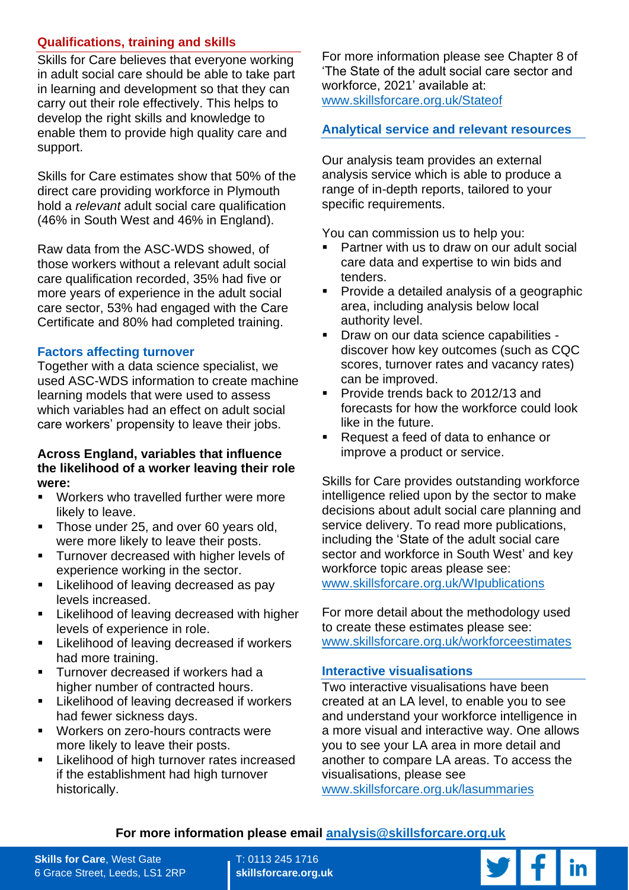## Qualifications, training and skills

Skills for Care believes that everyone working in adult social care should be able to take part in learning and development so that they can carry out their role effectively. This helps to develop the right skills and knowledge to enable them to provide high quality care and support.

Skills for Care estimates show that 50% of the direct care providing workforce in Plymouth hold a *relevant* adult social care qualification (46% in South West and 46% in England).

Raw data from the ASC-WDS showed, of those workers without a relevant adult social care qualification recorded, 35% had five or more years of experience in the adult social care sector, 53% had engaged with the Care Certificate and 80% had completed training.

## Factors affecting turnover

Together with a data science specialist, we used ASC-WDS information to create machine learning models that were used to assess which variables had an effect on adult social care workers' propensity to leave their jobs.

**Across England, variables that influence the likelihood of a worker leaving their role were:**

- Workers who travelled further were more likely to leave.
- Those under 25, and over 60 years old, were more likely to leave their posts.
- Turnover decreased with higher levels of experience working in the sector.
- Likelihood of leaving decreased as pay levels increased.
- Likelihood of leaving decreased with higher levels of experience in role.
- Likelihood of leaving decreased if workers had more training.
- Turnover decreased if workers had a higher number of contracted hours.
- Likelihood of leaving decreased if workers had fewer sickness days.
- Workers on zero-hours contracts were more likely to leave their posts.
- Likelihood of high turnover rates increased if the establishment had high turnover historically.

For more information please see Chapter 8 of 'The State of the adult social care sector and workforce, 2021' available at: www.skillsforcare.org.uk/Stateof

## Analytical service and relevant resources

Our analysis team provides an external analysis service which is able to produce a range of in-depth reports, tailored to your specific requirements.

You can commission us to help you:

- Partner with us to draw on our adult social care data and expertise to win bids and tenders.
- Provide a detailed analysis of a geographic area, including analysis below local authority level.
- Draw on our data science capabilities - discover how key outcomes (such as CQC scores, turnover rates and vacancy rates) can be improved.
- Provide trends back to 2012/13 and forecasts for how the workforce could look like in the future.
- Request a feed of data to enhance or improve a product or service.

Skills for Care provides outstanding workforce intelligence relied upon by the sector to make decisions about adult social care planning and service delivery. To read more publications, including the 'State of the adult social care sector and workforce in South West' and key workforce topic areas please see: www.skillsforcare.org.uk/WIpublications

For more detail about the methodology used to create these estimates please see: www.skillsforcare.org.uk/workforceestimates

## Interactive visualisations

Two interactive visualisations have been created at an LA level, to enable you to see and understand your workforce intelligence in a more visual and interactive way. One allows you to see your LA area in more detail and another to compare LA areas. To access the visualisations, please see www.skillsforcare.org.uk/lasummaries

**For more information please email analysis@skillsforcare.org.uk**

**Skills for Care**, West Gate
6 Grace Street, Leeds, LS1 2RP

T: 0113 245 1716
**skillsforcare.org.uk**